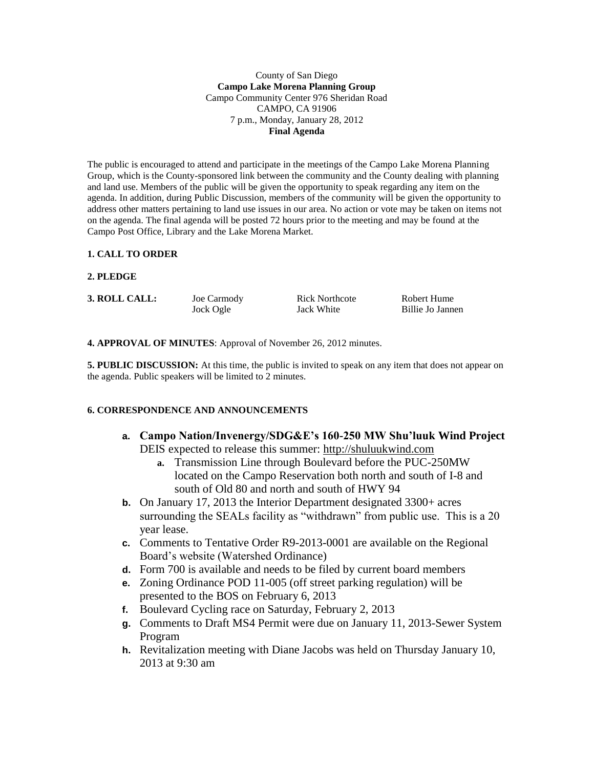County of San Diego
**Campo Lake Morena Planning Group**
Campo Community Center 976 Sheridan Road
CAMPO, CA 91906
7 p.m., Monday, January 28, 2012
**Final Agenda**

The public is encouraged to attend and participate in the meetings of the Campo Lake Morena Planning Group, which is the County-sponsored link between the community and the County dealing with planning and land use. Members of the public will be given the opportunity to speak regarding any item on the agenda. In addition, during Public Discussion, members of the community will be given the opportunity to address other matters pertaining to land use issues in our area. No action or vote may be taken on items not on the agenda. The final agenda will be posted 72 hours prior to the meeting and may be found at the Campo Post Office, Library and the Lake Morena Market.

**1. CALL TO ORDER**

**2. PLEDGE**

**3. ROLL CALL:**

| Joe Carmody | Rick Northcote | Robert Hume |
|---|---|---|
| Jock Ogle | Jack White | Billie Jo Jannen |

**4. APPROVAL OF MINUTES**: Approval of November 26, 2012 minutes.

**5. PUBLIC DISCUSSION:** At this time, the public is invited to speak on any item that does not appear on the agenda. Public speakers will be limited to 2 minutes.

**6. CORRESPONDENCE AND ANNOUNCEMENTS**

a. **Campo Nation/Invenergy/SDG&E's 160-250 MW Shu'luuk Wind Project** DEIS expected to release this summer: http://shuluukwind.com
    a. Transmission Line through Boulevard before the PUC-250MW located on the Campo Reservation both north and south of I-8 and south of Old 80 and north and south of HWY 94
b. On January 17, 2013 the Interior Department designated 3300+ acres surrounding the SEALs facility as "withdrawn" from public use. This is a 20 year lease.
c. Comments to Tentative Order R9-2013-0001 are available on the Regional Board's website (Watershed Ordinance)
d. Form 700 is available and needs to be filed by current board members
e. Zoning Ordinance POD 11-005 (off street parking regulation) will be presented to the BOS on February 6, 2013
f. Boulevard Cycling race on Saturday, February 2, 2013
g. Comments to Draft MS4 Permit were due on January 11, 2013-Sewer System Program
h. Revitalization meeting with Diane Jacobs was held on Thursday January 10, 2013 at 9:30 am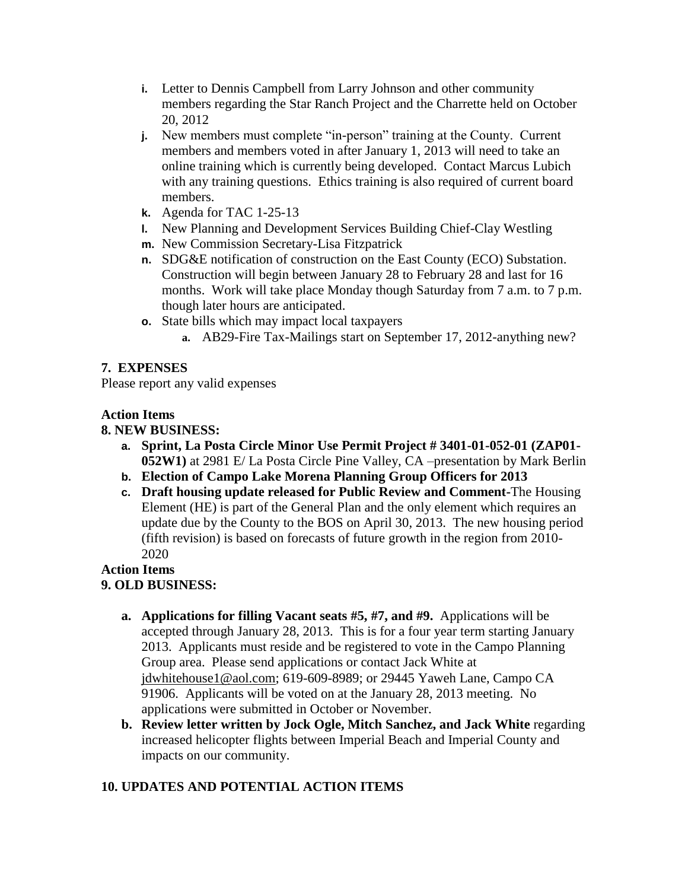i. Letter to Dennis Campbell from Larry Johnson and other community members regarding the Star Ranch Project and the Charrette held on October 20, 2012
j. New members must complete "in-person" training at the County. Current members and members voted in after January 1, 2013 will need to take an online training which is currently being developed. Contact Marcus Lubich with any training questions. Ethics training is also required of current board members.
k. Agenda for TAC 1-25-13
l. New Planning and Development Services Building Chief-Clay Westling
m. New Commission Secretary-Lisa Fitzpatrick
n. SDG&E notification of construction on the East County (ECO) Substation. Construction will begin between January 28 to February 28 and last for 16 months. Work will take place Monday though Saturday from 7 a.m. to 7 p.m. though later hours are anticipated.
o. State bills which may impact local taxpayers
   a. AB29-Fire Tax-Mailings start on September 17, 2012-anything new?

**7. EXPENSES**

Please report any valid expenses

**Action Items**

**8. NEW BUSINESS:**

a. **Sprint, La Posta Circle Minor Use Permit Project # 3401-01-052-01 (ZAP01-052W1)** at 2981 E/ La Posta Circle Pine Valley, CA –presentation by Mark Berlin
b. **Election of Campo Lake Morena Planning Group Officers for 2013**
c. **Draft housing update released for Public Review and Comment-**The Housing Element (HE) is part of the General Plan and the only element which requires an update due by the County to the BOS on April 30, 2013. The new housing period (fifth revision) is based on forecasts of future growth in the region from 2010-2020

**Action Items**

**9. OLD BUSINESS:**

a. **Applications for filling Vacant seats #5, #7, and #9.** Applications will be accepted through January 28, 2013. This is for a four year term starting January 2013. Applicants must reside and be registered to vote in the Campo Planning Group area. Please send applications or contact Jack White at jdwhitehouse1@aol.com; 619-609-8989; or 29445 Yaweh Lane, Campo CA 91906. Applicants will be voted on at the January 28, 2013 meeting. No applications were submitted in October or November.
b. **Review letter written by Jock Ogle, Mitch Sanchez, and Jack White** regarding increased helicopter flights between Imperial Beach and Imperial County and impacts on our community.

**10. UPDATES AND POTENTIAL ACTION ITEMS**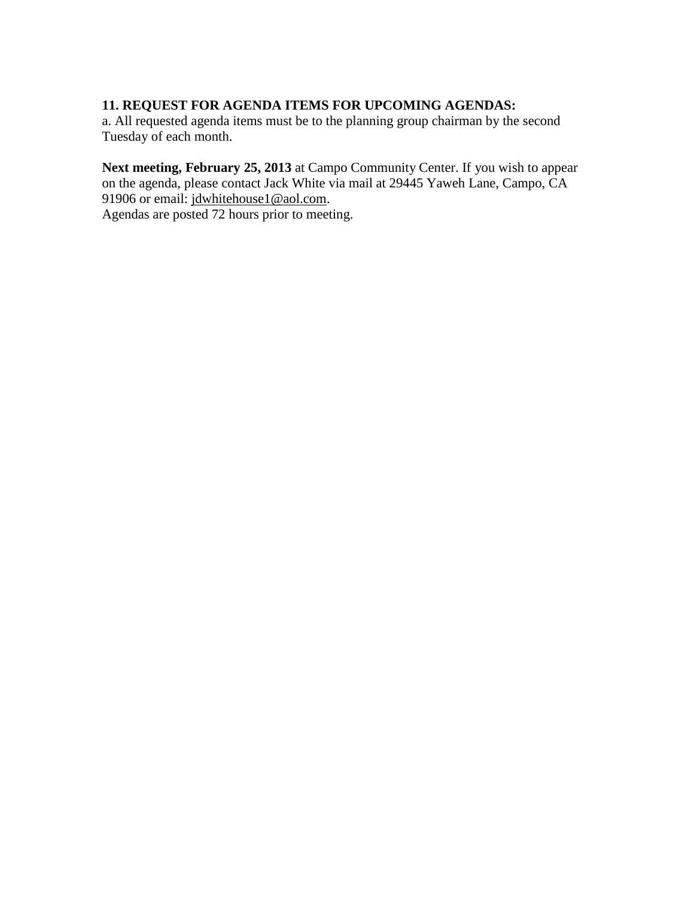**11. REQUEST FOR AGENDA ITEMS FOR UPCOMING AGENDAS:**
a. All requested agenda items must be to the planning group chairman by the second Tuesday of each month.

**Next meeting, February 25, 2013** at Campo Community Center. If you wish to appear on the agenda, please contact Jack White via mail at 29445 Yaweh Lane, Campo, CA 91906 or email: jdwhitehouse1@aol.com.
Agendas are posted 72 hours prior to meeting.